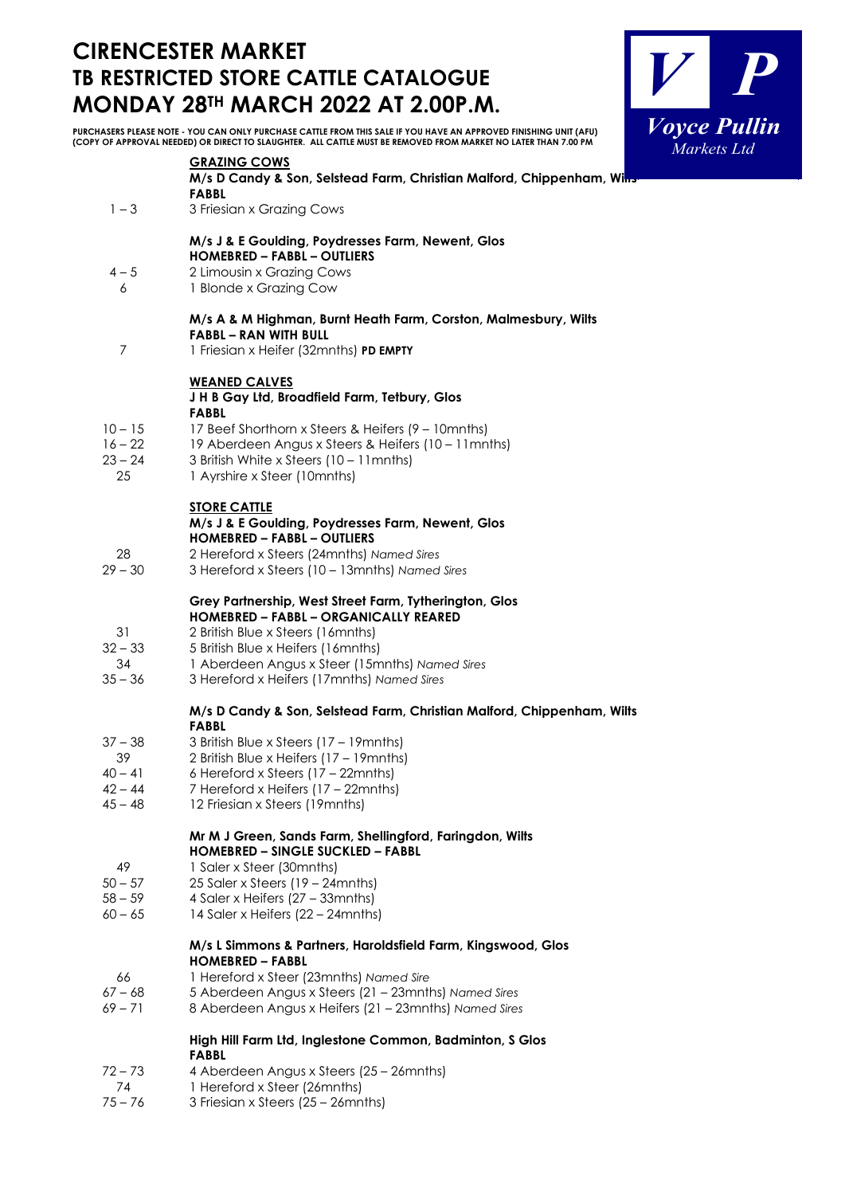# CIRENCESTER MARKET
# TB RESTRICTED STORE CATTLE CATALOGUE
# MONDAY 28TH MARCH 2022 AT 2.00P.M.

Voyce Pullin Markets Ltd

**PURCHASERS PLEASE NOTE - YOU CAN ONLY PURCHASE CATTLE FROM THIS SALE IF YOU HAVE AN APPROVED FINISHING UNIT (AFU) (COPY OF APPROVAL NEEDED) OR DIRECT TO SLAUGHTER. ALL CATTLE MUST BE REMOVED FROM MARKET NO LATER THAN 7.00 PM**

## GRAZING COWS

**M/s D Candy & Son, Selstead Farm, Christian Malford, Chippenham, Wilts**
**FABBL**

| | |
|---|---|
| 1 – 3 | 3 Friesian x Grazing Cows |

**M/s J & E Goulding, Poydresses Farm, Newent, Glos**
**HOMEBRED – FABBL – OUTLIERS**

| | |
|---|---|
| 4 – 5 | 2 Limousin x Grazing Cows |
| 6 | 1 Blonde x Grazing Cow |

**M/s A & M Highman, Burnt Heath Farm, Corston, Malmesbury, Wilts**
**FABBL – RAN WITH BULL**

| | |
|---|---|
| 7 | 1 Friesian x Heifer (32mnths) **PD EMPTY** |

## WEANED CALVES

**J H B Gay Ltd, Broadfield Farm, Tetbury, Glos**
**FABBL**

| | |
|---|---|
| 10 – 15 | 17 Beef Shorthorn x Steers & Heifers (9 – 10mnths) |
| 16 – 22 | 19 Aberdeen Angus x Steers & Heifers (10 – 11mnths) |
| 23 – 24 | 3 British White x Steers (10 – 11mnths) |
| 25 | 1 Ayrshire x Steer (10mnths) |

## STORE CATTLE

**M/s J & E Goulding, Poydresses Farm, Newent, Glos**
**HOMEBRED – FABBL – OUTLIERS**

| | |
|---|---|
| 28 | 2 Hereford x Steers (24mnths) *Named Sires* |
| 29 – 30 | 3 Hereford x Steers (10 – 13mnths) *Named Sires* |

**Grey Partnership, West Street Farm, Tytherington, Glos**
**HOMEBRED – FABBL – ORGANICALLY REARED**

| | |
|---|---|
| 31 | 2 British Blue x Steers (16mnths) |
| 32 – 33 | 5 British Blue x Heifers (16mnths) |
| 34 | 1 Aberdeen Angus x Steer (15mnths) *Named Sires* |
| 35 – 36 | 3 Hereford x Heifers (17mnths) *Named Sires* |

**M/s D Candy & Son, Selstead Farm, Christian Malford, Chippenham, Wilts**
**FABBL**

| | |
|---|---|
| 37 – 38 | 3 British Blue x Steers (17 – 19mnths) |
| 39 | 2 British Blue x Heifers (17 – 19mnths) |
| 40 – 41 | 6 Hereford x Steers (17 – 22mnths) |
| 42 – 44 | 7 Hereford x Heifers (17 – 22mnths) |
| 45 – 48 | 12 Friesian x Steers (19mnths) |

**Mr M J Green, Sands Farm, Shellingford, Faringdon, Wilts**
**HOMEBRED – SINGLE SUCKLED – FABBL**

| | |
|---|---|
| 49 | 1 Saler x Steer (30mnths) |
| 50 – 57 | 25 Saler x Steers (19 – 24mnths) |
| 58 – 59 | 4 Saler x Heifers (27 – 33mnths) |
| 60 – 65 | 14 Saler x Heifers (22 – 24mnths) |

**M/s L Simmons & Partners, Haroldsfield Farm, Kingswood, Glos**
**HOMEBRED – FABBL**

| | |
|---|---|
| 66 | 1 Hereford x Steer (23mnths) *Named Sire* |
| 67 – 68 | 5 Aberdeen Angus x Steers (21 – 23mnths) *Named Sires* |
| 69 – 71 | 8 Aberdeen Angus x Heifers (21 – 23mnths) *Named Sires* |

**High Hill Farm Ltd, Inglestone Common, Badminton, S Glos**
**FABBL**

| | |
|---|---|
| 72 – 73 | 4 Aberdeen Angus x Steers (25 – 26mnths) |
| 74 | 1 Hereford x Steer (26mnths) |
| 75 – 76 | 3 Friesian x Steers (25 – 26mnths) |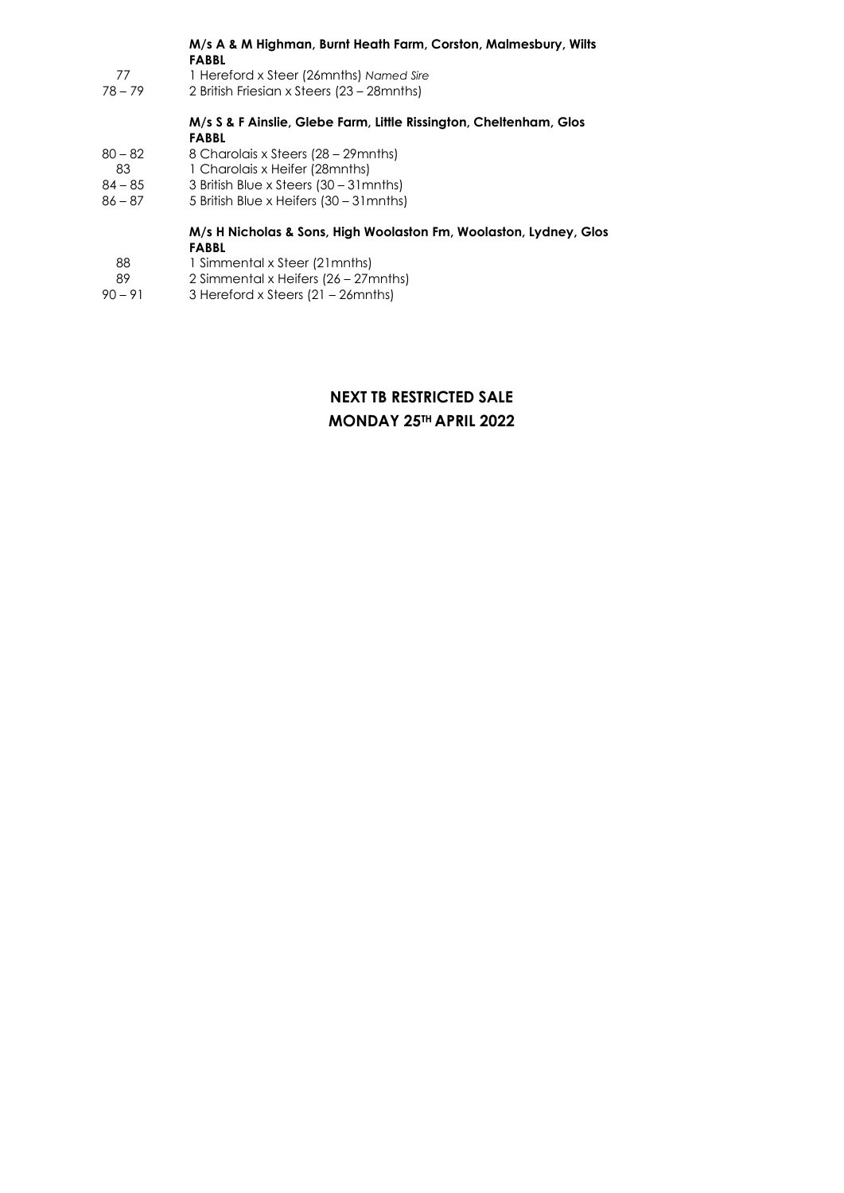**M/s A & M Highman, Burnt Heath Farm, Corston, Malmesbury, Wilts**
**FABBL**

| | |
|---|---|
| 77 | 1 Hereford x Steer (26mnths) *Named Sire* |
| 78 – 79 | 2 British Friesian x Steers (23 – 28mnths) |

**M/s S & F Ainslie, Glebe Farm, Little Rissington, Cheltenham, Glos**
**FABBL**

| | |
|---|---|
| 80 – 82 | 8 Charolais x Steers (28 – 29mnths) |
| 83 | 1 Charolais x Heifer (28mnths) |
| 84 – 85 | 3 British Blue x Steers (30 – 31mnths) |
| 86 – 87 | 5 British Blue x Heifers (30 – 31mnths) |

**M/s H Nicholas & Sons, High Woolaston Fm, Woolaston, Lydney, Glos**
**FABBL**

| | |
|---|---|
| 88 | 1 Simmental x Steer (21mnths) |
| 89 | 2 Simmental x Heifers (26 – 27mnths) |
| 90 – 91 | 3 Hereford x Steers (21 – 26mnths) |

**NEXT TB RESTRICTED SALE**
**MONDAY 25TH APRIL 2022**